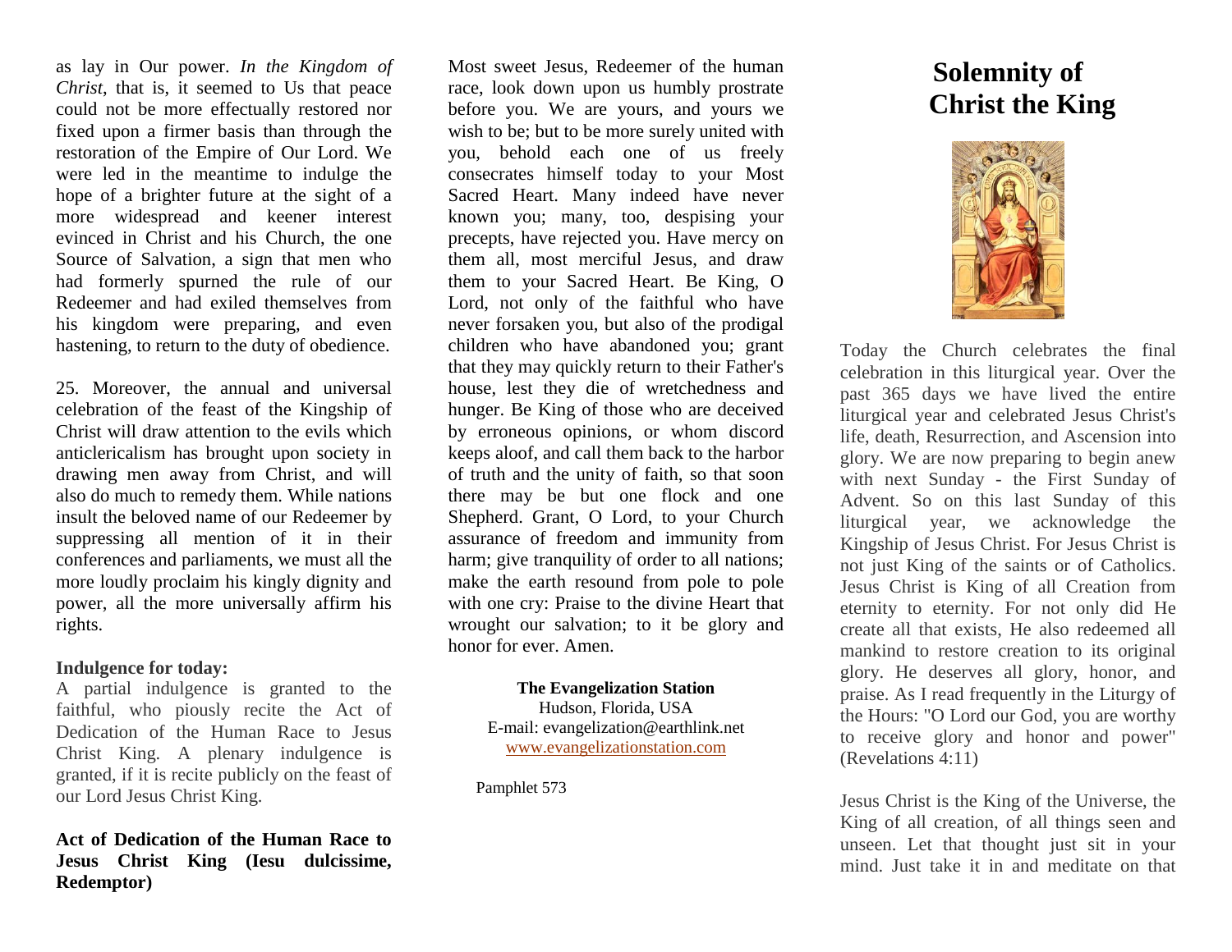as lay in Our power. *In the Kingdom of Christ*, that is, it seemed to Us that peace could not be more effectually restored nor fixed upon a firmer basis than through the restoration of the Empire of Our Lord. We were led in the meantime to indulge the hope of a brighter future at the sight of a more widespread and keener interest evinced in Christ and his Church, the one Source of Salvation, a sign that men who had formerly spurned the rule of our Redeemer and had exiled themselves from his kingdom were preparing, and even hastening, to return to the duty of obedience.

25. Moreover, the annual and universal celebration of the feast of the Kingship of Christ will draw attention to the evils which anticlericalism has brought upon society in drawing men away from Christ, and will also do much to remedy them. While nations insult the beloved name of our Redeemer by suppressing all mention of it in their conferences and parliaments, we must all the more loudly proclaim his kingly dignity and power, all the more universally affirm his rights.

**Indulgence for today:**

A partial indulgence is granted to the faithful, who piously recite the Act of Dedication of the Human Race to Jesus Christ King. A plenary indulgence is granted, if it is recite publicly on the feast of our Lord Jesus Christ King.

**Act of Dedication of the Human Race to Jesus Christ King (Iesu dulcissime, Redemptor)**

Most sweet Jesus, Redeemer of the human race, look down upon us humbly prostrate before you. We are yours, and yours we wish to be; but to be more surely united with you, behold each one of us freely consecrates himself today to your Most Sacred Heart. Many indeed have never known you; many, too, despising your precepts, have rejected you. Have mercy on them all, most merciful Jesus, and draw them to your Sacred Heart. Be King, O Lord, not only of the faithful who have never forsaken you, but also of the prodigal children who have abandoned you; grant that they may quickly return to their Father's house, lest they die of wretchedness and hunger. Be King of those who are deceived by erroneous opinions, or whom discord keeps aloof, and call them back to the harbor of truth and the unity of faith, so that soon there may be but one flock and one Shepherd. Grant, O Lord, to your Church assurance of freedom and immunity from harm; give tranquility of order to all nations; make the earth resound from pole to pole with one cry: Praise to the divine Heart that wrought our salvation; to it be glory and honor for ever. Amen.

**The Evangelization Station**
Hudson, Florida, USA
E-mail: evangelization@earthlink.net
www.evangelizationstation.com

Pamphlet 573

# Solemnity of Christ the King

Today the Church celebrates the final celebration in this liturgical year. Over the past 365 days we have lived the entire liturgical year and celebrated Jesus Christ's life, death, Resurrection, and Ascension into glory. We are now preparing to begin anew with next Sunday - the First Sunday of Advent. So on this last Sunday of this liturgical year, we acknowledge the Kingship of Jesus Christ. For Jesus Christ is not just King of the saints or of Catholics. Jesus Christ is King of all Creation from eternity to eternity. For not only did He create all that exists, He also redeemed all mankind to restore creation to its original glory. He deserves all glory, honor, and praise. As I read frequently in the Liturgy of the Hours: "O Lord our God, you are worthy to receive glory and honor and power" (Revelations 4:11)

Jesus Christ is the King of the Universe, the King of all creation, of all things seen and unseen. Let that thought just sit in your mind. Just take it in and meditate on that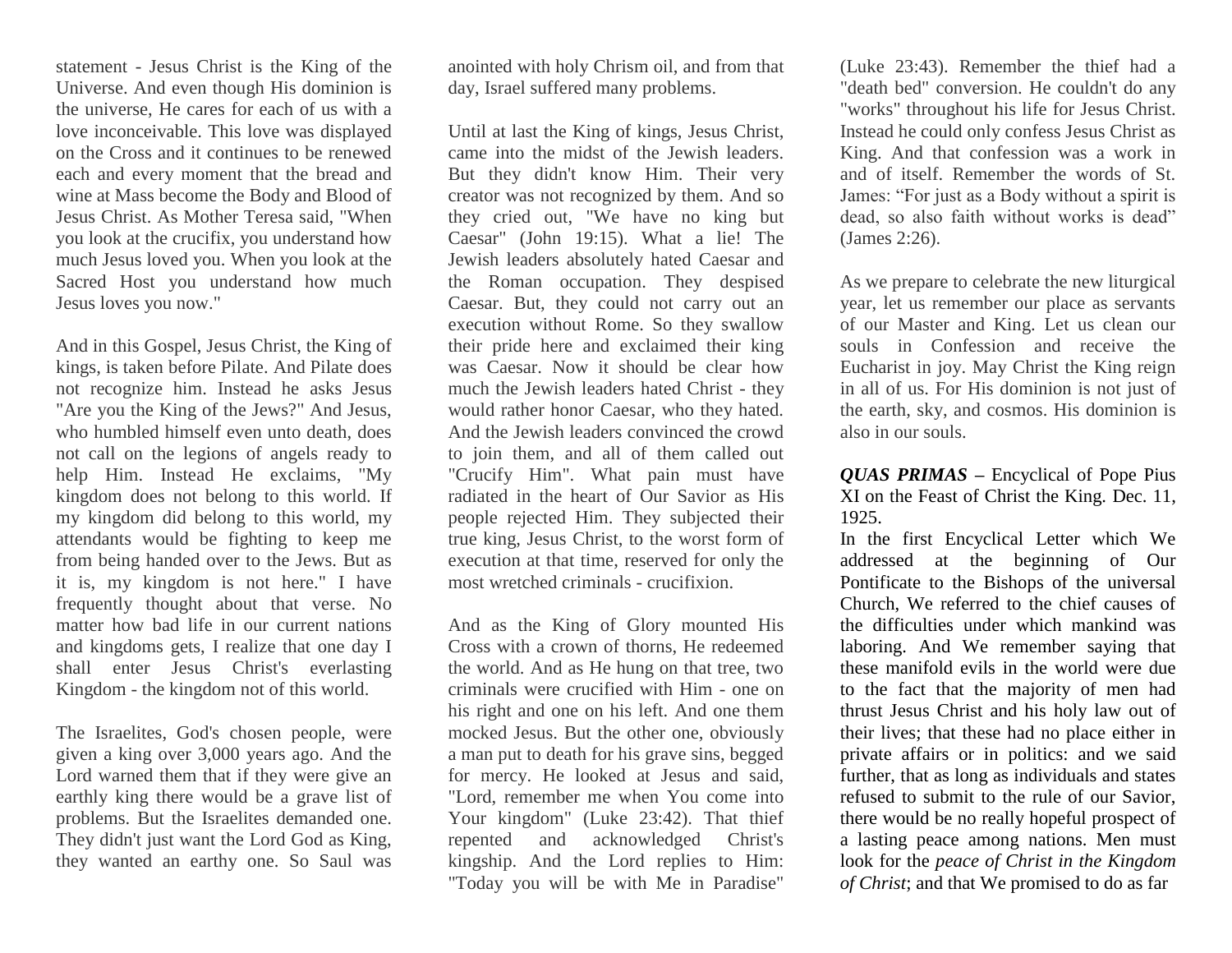statement - Jesus Christ is the King of the Universe. And even though His dominion is the universe, He cares for each of us with a love inconceivable. This love was displayed on the Cross and it continues to be renewed each and every moment that the bread and wine at Mass become the Body and Blood of Jesus Christ. As Mother Teresa said, "When you look at the crucifix, you understand how much Jesus loved you. When you look at the Sacred Host you understand how much Jesus loves you now."

And in this Gospel, Jesus Christ, the King of kings, is taken before Pilate. And Pilate does not recognize him. Instead he asks Jesus "Are you the King of the Jews?" And Jesus, who humbled himself even unto death, does not call on the legions of angels ready to help Him. Instead He exclaims, "My kingdom does not belong to this world. If my kingdom did belong to this world, my attendants would be fighting to keep me from being handed over to the Jews. But as it is, my kingdom is not here." I have frequently thought about that verse. No matter how bad life in our current nations and kingdoms gets, I realize that one day I shall enter Jesus Christ's everlasting Kingdom - the kingdom not of this world.

The Israelites, God's chosen people, were given a king over 3,000 years ago. And the Lord warned them that if they were give an earthly king there would be a grave list of problems. But the Israelites demanded one. They didn't just want the Lord God as King, they wanted an earthy one. So Saul was anointed with holy Chrism oil, and from that day, Israel suffered many problems.

Until at last the King of kings, Jesus Christ, came into the midst of the Jewish leaders. But they didn't know Him. Their very creator was not recognized by them. And so they cried out, "We have no king but Caesar" (John 19:15). What a lie! The Jewish leaders absolutely hated Caesar and the Roman occupation. They despised Caesar. But, they could not carry out an execution without Rome. So they swallow their pride here and exclaimed their king was Caesar. Now it should be clear how much the Jewish leaders hated Christ - they would rather honor Caesar, who they hated. And the Jewish leaders convinced the crowd to join them, and all of them called out "Crucify Him". What pain must have radiated in the heart of Our Savior as His people rejected Him. They subjected their true king, Jesus Christ, to the worst form of execution at that time, reserved for only the most wretched criminals - crucifixion.

And as the King of Glory mounted His Cross with a crown of thorns, He redeemed the world. And as He hung on that tree, two criminals were crucified with Him - one on his right and one on his left. And one them mocked Jesus. But the other one, obviously a man put to death for his grave sins, begged for mercy. He looked at Jesus and said, "Lord, remember me when You come into Your kingdom" (Luke 23:42). That thief repented and acknowledged Christ's kingship. And the Lord replies to Him: "Today you will be with Me in Paradise" (Luke 23:43). Remember the thief had a "death bed" conversion. He couldn't do any "works" throughout his life for Jesus Christ. Instead he could only confess Jesus Christ as King. And that confession was a work in and of itself. Remember the words of St. James: "For just as a Body without a spirit is dead, so also faith without works is dead" (James 2:26).

As we prepare to celebrate the new liturgical year, let us remember our place as servants of our Master and King. Let us clean our souls in Confession and receive the Eucharist in joy. May Christ the King reign in all of us. For His dominion is not just of the earth, sky, and cosmos. His dominion is also in our souls.

***QUAS PRIMAS*** **–** Encyclical of Pope Pius XI on the Feast of Christ the King. Dec. 11, 1925.

In the first Encyclical Letter which We addressed at the beginning of Our Pontificate to the Bishops of the universal Church, We referred to the chief causes of the difficulties under which mankind was laboring. And We remember saying that these manifold evils in the world were due to the fact that the majority of men had thrust Jesus Christ and his holy law out of their lives; that these had no place either in private affairs or in politics: and we said further, that as long as individuals and states refused to submit to the rule of our Savior, there would be no really hopeful prospect of a lasting peace among nations. Men must look for the *peace of Christ in the Kingdom of Christ*; and that We promised to do as far